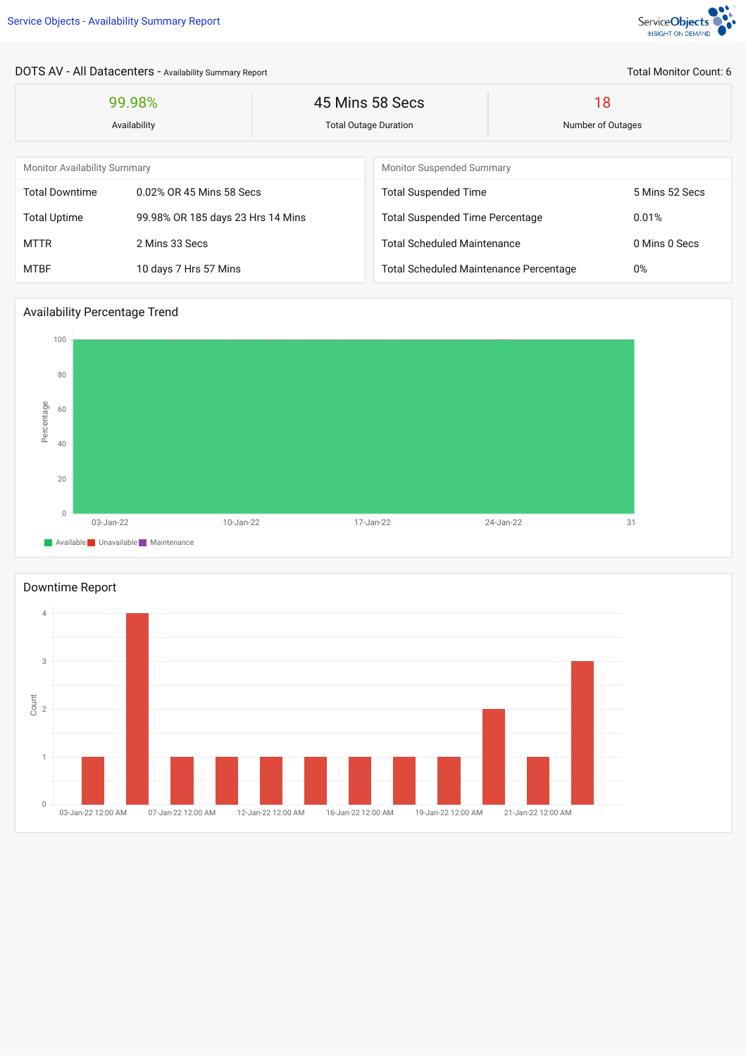# Service Objects - Availability Summary Report

## DOTS AV - All Datacenters - Availability Summary Report

Total Monitor Count: 6

| 99.98% | 45 Mins 58 Secs | 18 |
| --- | --- | --- |
| Availability | Total Outage Duration | Number of Outages |

### Monitor Availability Summary

| | |
| --- | --- |
| Total Downtime | 0.02% OR 45 Mins 58 Secs |
| Total Uptime | 99.98% OR 185 days 23 Hrs 14 Mins |
| MTTR | 2 Mins 33 Secs |
| MTBF | 10 days 7 Hrs 57 Mins |

### Monitor Suspended Summary

| | |
| --- | --- |
| Total Suspended Time | 5 Mins 52 Secs |
| Total Suspended Time Percentage | 0.01% |
| Total Scheduled Maintenance | 0 Mins 0 Secs |
| Total Scheduled Maintenance Percentage | 0% |

### Availability Percentage Trend

Available Unavailable Maintenance

### Downtime Report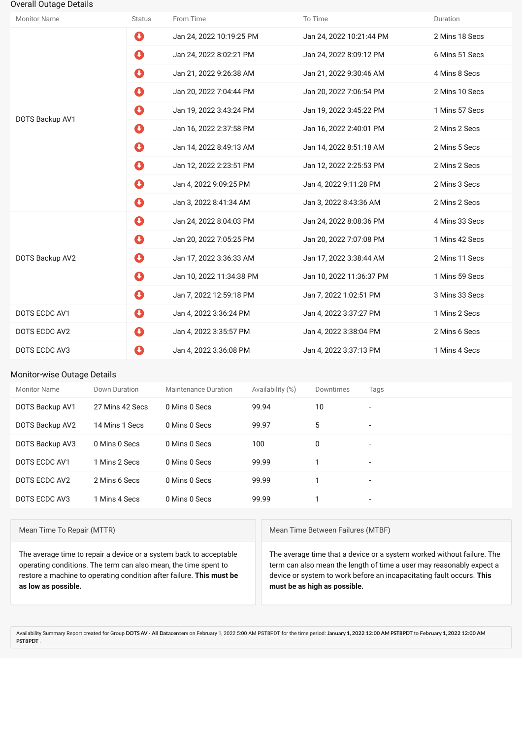## Overall Outage Details

| Monitor Name | Status | From Time | To Time | Duration |
|---|---|---|---|---|
| DOTS Backup AV1 | | Jan 24, 2022 10:19:25 PM | Jan 24, 2022 10:21:44 PM | 2 Mins 18 Secs |
| | | Jan 24, 2022 8:02:21 PM | Jan 24, 2022 8:09:12 PM | 6 Mins 51 Secs |
| | | Jan 21, 2022 9:26:38 AM | Jan 21, 2022 9:30:46 AM | 4 Mins 8 Secs |
| | | Jan 20, 2022 7:04:44 PM | Jan 20, 2022 7:06:54 PM | 2 Mins 10 Secs |
| | | Jan 19, 2022 3:43:24 PM | Jan 19, 2022 3:45:22 PM | 1 Mins 57 Secs |
| | | Jan 16, 2022 2:37:58 PM | Jan 16, 2022 2:40:01 PM | 2 Mins 2 Secs |
| | | Jan 14, 2022 8:49:13 AM | Jan 14, 2022 8:51:18 AM | 2 Mins 5 Secs |
| | | Jan 12, 2022 2:23:51 PM | Jan 12, 2022 2:25:53 PM | 2 Mins 2 Secs |
| | | Jan 4, 2022 9:09:25 PM | Jan 4, 2022 9:11:28 PM | 2 Mins 3 Secs |
| | | Jan 3, 2022 8:41:34 AM | Jan 3, 2022 8:43:36 AM | 2 Mins 2 Secs |
| DOTS Backup AV2 | | Jan 24, 2022 8:04:03 PM | Jan 24, 2022 8:08:36 PM | 4 Mins 33 Secs |
| | | Jan 20, 2022 7:05:25 PM | Jan 20, 2022 7:07:08 PM | 1 Mins 42 Secs |
| | | Jan 17, 2022 3:36:33 AM | Jan 17, 2022 3:38:44 AM | 2 Mins 11 Secs |
| | | Jan 10, 2022 11:34:38 PM | Jan 10, 2022 11:36:37 PM | 1 Mins 59 Secs |
| | | Jan 7, 2022 12:59:18 PM | Jan 7, 2022 1:02:51 PM | 3 Mins 33 Secs |
| DOTS ECDC AV1 | | Jan 4, 2022 3:36:24 PM | Jan 4, 2022 3:37:27 PM | 1 Mins 2 Secs |
| DOTS ECDC AV2 | | Jan 4, 2022 3:35:57 PM | Jan 4, 2022 3:38:04 PM | 2 Mins 6 Secs |
| DOTS ECDC AV3 | | Jan 4, 2022 3:36:08 PM | Jan 4, 2022 3:37:13 PM | 1 Mins 4 Secs |

## Monitor-wise Outage Details

| Monitor Name | Down Duration | Maintenance Duration | Availability (%) | Downtimes | Tags |
|---|---|---|---|---|---|
| DOTS Backup AV1 | 27 Mins 42 Secs | 0 Mins 0 Secs | 99.94 | 10 | - |
| DOTS Backup AV2 | 14 Mins 1 Secs | 0 Mins 0 Secs | 99.97 | 5 | - |
| DOTS Backup AV3 | 0 Mins 0 Secs | 0 Mins 0 Secs | 100 | 0 | - |
| DOTS ECDC AV1 | 1 Mins 2 Secs | 0 Mins 0 Secs | 99.99 | 1 | - |
| DOTS ECDC AV2 | 2 Mins 6 Secs | 0 Mins 0 Secs | 99.99 | 1 | - |
| DOTS ECDC AV3 | 1 Mins 4 Secs | 0 Mins 0 Secs | 99.99 | 1 | - |

### Mean Time To Repair (MTTR)

The average time to repair a device or a system back to acceptable operating conditions. The term can also mean, the time spent to restore a machine to operating condition after failure. **This must be as low as possible.**

### Mean Time Between Failures (MTBF)

The average time that a device or a system worked without failure. The term can also mean the length of time a user may reasonably expect a device or system to work before an incapacitating fault occurs. **This must be as high as possible.**

Availability Summary Report created for Group **DOTS AV - All Datacenters** on February 1, 2022 5:00 AM PST8PDT for the time period: **January 1, 2022 12:00 AM PST8PDT** to **February 1, 2022 12:00 AM PST8PDT**.